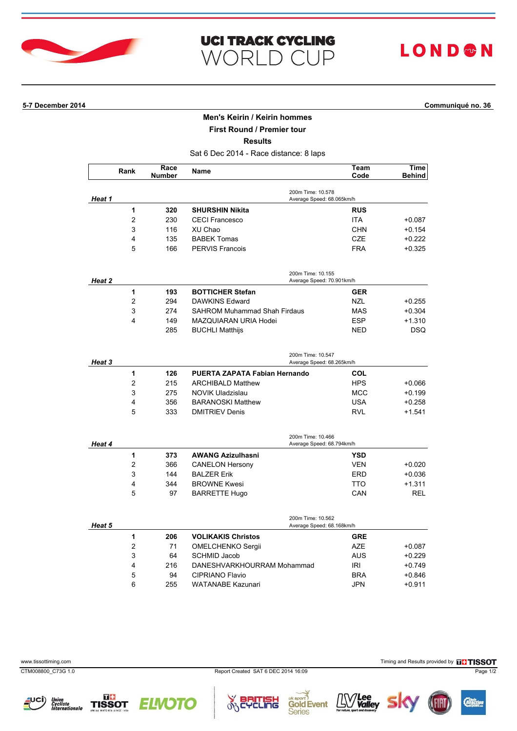# UCI TRACK CYCLING WORLD CUP

LONDON

**5-7 December 2014** | **Communiqué no. 36**

## Men's Keirin / Keirin hommes

### First Round / Premier tour

### Results

Sat 6 Dec 2014 - Race distance: 8 laps

| Rank | Race Number | Name | Team Code | Time Behind |
|---|---|---|---|---|
| ***Heat 1*** | | 200m Time: 10.578 Average Speed: 68.065km/h | | |
| **1** | **320** | **SHURSHIN Nikita** | **RUS** | |
| 2 | 230 | CECI Francesco | ITA | +0.087 |
| 3 | 116 | XU Chao | CHN | +0.154 |
| 4 | 135 | BABEK Tomas | CZE | +0.222 |
| 5 | 166 | PERVIS Francois | FRA | +0.325 |
| ***Heat 2*** | | 200m Time: 10.155 Average Speed: 70.901km/h | | |
| **1** | **193** | **BOTTICHER Stefan** | **GER** | |
| 2 | 294 | DAWKINS Edward | NZL | +0.255 |
| 3 | 274 | SAHROM Muhammad Shah Firdaus | MAS | +0.304 |
| 4 | 149 | MAZQUIARAN URIA Hodei | ESP | +1.310 |
| | 285 | BUCHLI Matthijs | NED | DSQ |
| ***Heat 3*** | | 200m Time: 10.547 Average Speed: 68.265km/h | | |
| **1** | **126** | **PUERTA ZAPATA Fabian Hernando** | **COL** | |
| 2 | 215 | ARCHIBALD Matthew | HPS | +0.066 |
| 3 | 275 | NOVIK Uladzislau | MCC | +0.199 |
| 4 | 356 | BARANOSKI Matthew | USA | +0.258 |
| 5 | 333 | DMITRIEV Denis | RVL | +1.541 |
| ***Heat 4*** | | 200m Time: 10.466 Average Speed: 68.794km/h | | |
| **1** | **373** | **AWANG Azizulhasni** | **YSD** | |
| 2 | 366 | CANELON Hersony | VEN | +0.020 |
| 3 | 144 | BALZER Erik | ERD | +0.036 |
| 4 | 344 | BROWNE Kwesi | TTO | +1.311 |
| 5 | 97 | BARRETTE Hugo | CAN | REL |
| ***Heat 5*** | | 200m Time: 10.562 Average Speed: 68.168km/h | | |
| **1** | **206** | **VOLIKAKIS Christos** | **GRE** | |
| 2 | 71 | OMELCHENKO Sergii | AZE | +0.087 |
| 3 | 64 | SCHMID Jacob | AUS | +0.229 |
| 4 | 216 | DANESHVARKHOURRAM Mohammad | IRI | +0.749 |
| 5 | 94 | CIPRIANO Flavio | BRA | +0.846 |
| 6 | 255 | WATANABE Kazunari | JPN | +0.911 |

www.tissottiming.com

Timing and Results provided by TISSOT

CTM008800_C73G 1.0

Report Created SAT 6 DEC 2014 16:09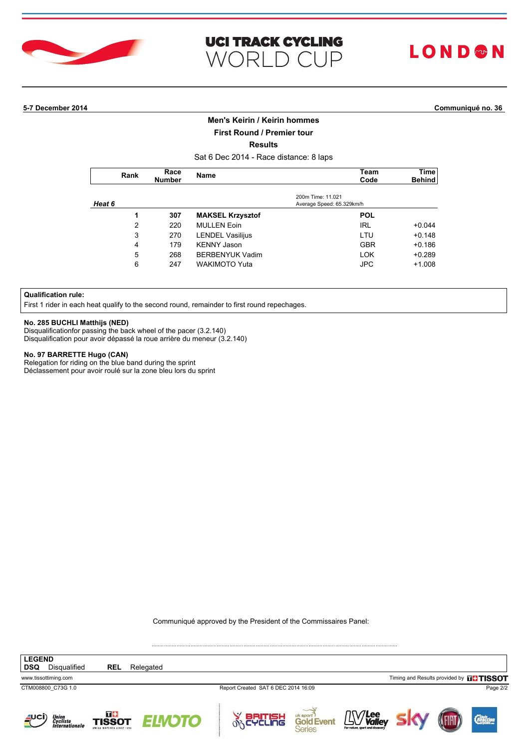# UCI TRACK CYCLING WORLD CUP

LONDON

**5-7 December 2014** **Communiqué no. 36**

## Men's Keirin / Keirin hommes

### First Round / Premier tour

### Results

Sat 6 Dec 2014 - Race distance: 8 laps

| Rank | Race Number | Name | Team Code | Time Behind |
|---|---|---|---|---|
| ***Heat 6*** | | 200m Time: 11.021<br>Average Speed: 65.329km/h | | |
| **1** | **307** | **MAKSEL Krzysztof** | **POL** | |
| 2 | 220 | MULLEN Eoin | IRL | +0.044 |
| 3 | 270 | LENDEL Vasilijus | LTU | +0.148 |
| 4 | 179 | KENNY Jason | GBR | +0.186 |
| 5 | 268 | BERBENYUK Vadim | LOK | +0.289 |
| 6 | 247 | WAKIMOTO Yuta | JPC | +1.008 |

**Qualification rule:**
First 1 rider in each heat qualify to the second round, remainder to first round repechages.

**No. 285 BUCHLI Matthijs (NED)**
Disqualificationfor passing the back wheel of the pacer (3.2.140)
Disqualification pour avoir dépassé la roue arrière du meneur (3.2.140)

**No. 97 BARRETTE Hugo (CAN)**
Relegation for riding on the blue band during the sprint
Déclassement pour avoir roulé sur la zone bleu lors du sprint

Communiqué approved by the President of the Commissaires Panel:

.......................................................................................................................

**LEGEND**
**DSQ** Disqualified **REL** Relegated

www.tissottiming.com Timing and Results provided by TISSOT

CTM008800_C73G 1.0 Report Created SAT 6 DEC 2014 16:09